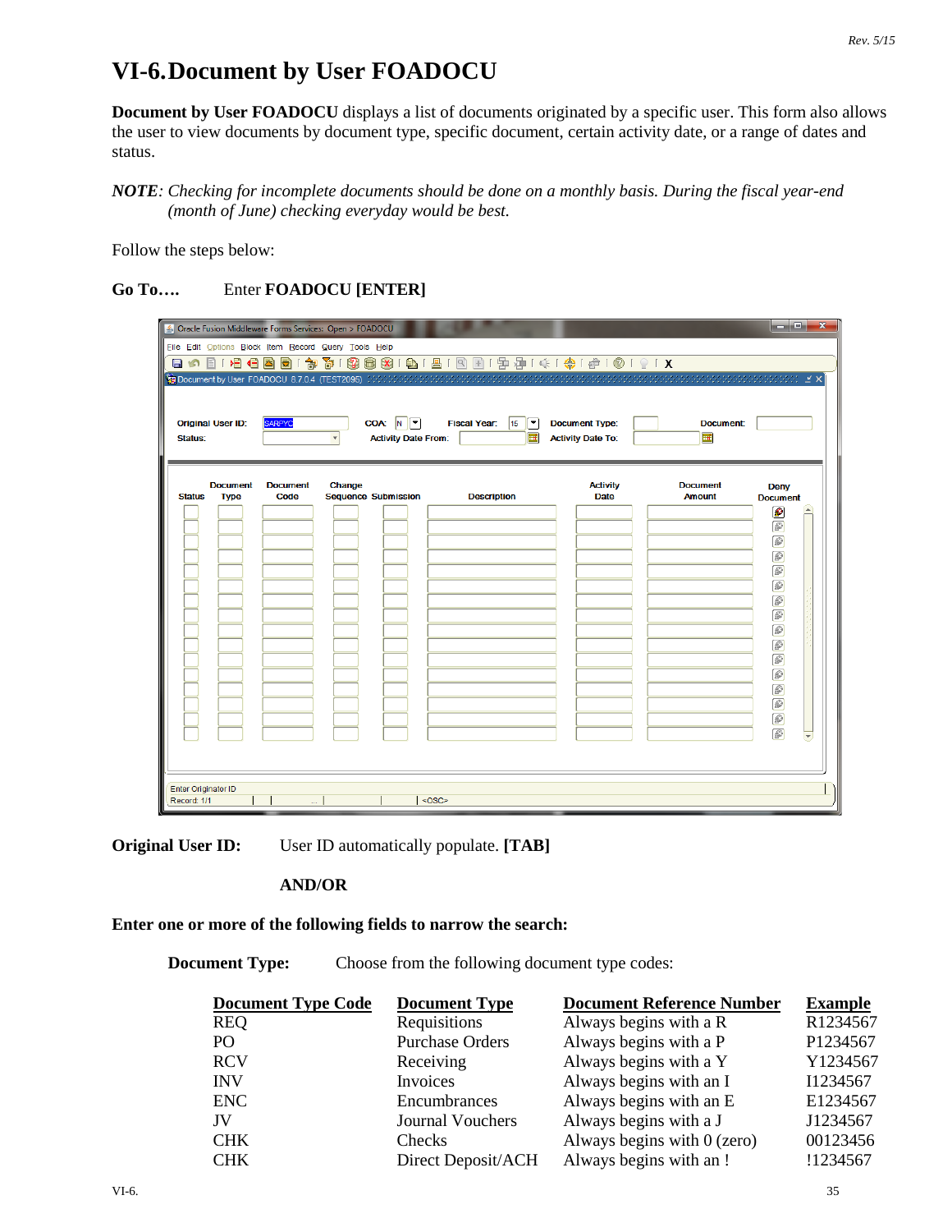# VI-6. Document by User FOADOCU

**Document by User FOADOCU** displays a list of documents originated by a specific user. This form also allows the user to view documents by document type, specific document, certain activity date, or a range of dates and status.

***NOTE****: Checking for incomplete documents should be done on a monthly basis. During the fiscal year-end (month of June) checking everyday would be best.*

Follow the steps below:

**Go To….** Enter **FOADOCU [ENTER]**

**Original User ID:** User ID automatically populate. **[TAB]**

**AND/OR**

**Enter one or more of the following fields to narrow the search:**

**Document Type:** Choose from the following document type codes:

| Document Type Code | Document Type | Document Reference Number | Example |
|---|---|---|---|
| REQ | Requisitions | Always begins with a R | R1234567 |
| PO | Purchase Orders | Always begins with a P | P1234567 |
| RCV | Receiving | Always begins with a Y | Y1234567 |
| INV | Invoices | Always begins with an I | I1234567 |
| ENC | Encumbrances | Always begins with an E | E1234567 |
| JV | Journal Vouchers | Always begins with a J | J1234567 |
| CHK | Checks | Always begins with 0 (zero) | 00123456 |
| CHK | Direct Deposit/ACH | Always begins with an ! | !1234567 |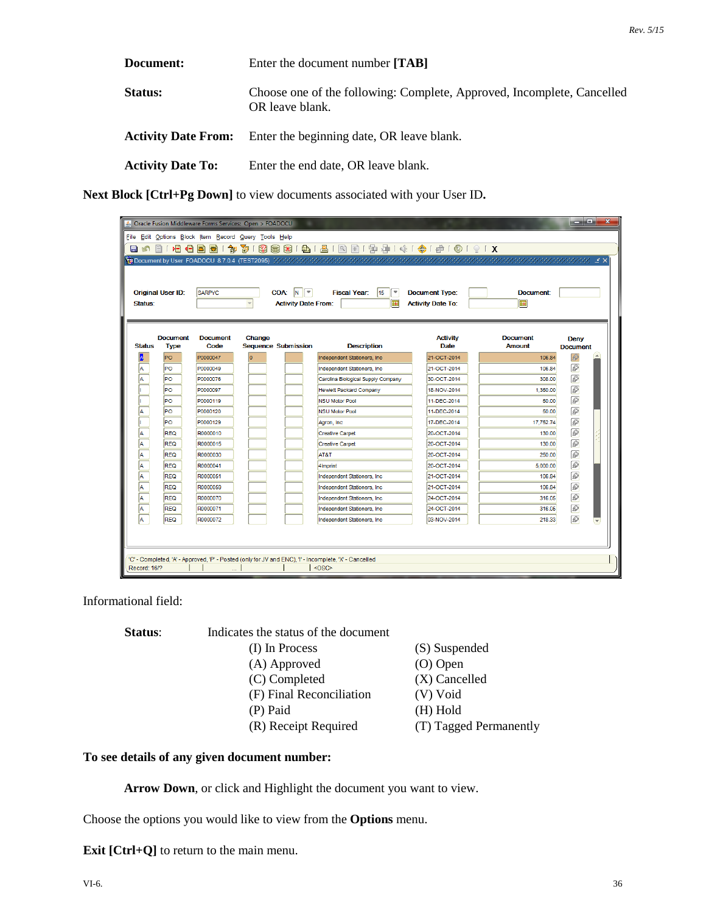**Document:** Enter the document number **[TAB]**

**Status:** Choose one of the following: Complete, Approved, Incomplete, Cancelled OR leave blank.

**Activity Date From:** Enter the beginning date, OR leave blank.

**Activity Date To:** Enter the end date, OR leave blank.

**Next Block [Ctrl+Pg Down]** to view documents associated with your User ID**.**

Oracle Fusion Middleware Forms Services: Open > FOADOCU

Document by User FOADOCU 8.7.0.4 (TEST2095)

Original User ID: SARPYC COA: N Fiscal Year: 15 Document Type: Document:
Status: Activity Date From: Activity Date To:

| Status | Document Type | Document Code | Change Sequence | Submission | Description | Activity Date | Document Amount | Deny Document |
|---|---|---|---|---|---|---|---|---|
| A | PO | P0000047 | 0 | | Independent Stationers, Inc | 21-OCT-2014 | 106.84 | |
| A | PO | P0000049 | | | Independent Stationers, Inc | 21-OCT-2014 | 106.84 | |
| A | PO | P0000076 | | | Carolina Biological Supply Company | 30-OCT-2014 | 308.00 | |
| I | PO | P0000097 | | | Hewlett Packard Company | 18-NOV-2014 | 1,350.00 | |
| I | PO | P0000119 | | | NSU Motor Pool | 11-DEC-2014 | 50.00 | |
| A | PO | P0000120 | | | NSU Motor Pool | 11-DEC-2014 | 50.00 | |
| I | PO | P0000129 | | | Agron, Inc | 17-DEC-2014 | 17,752.74 | |
| A | REQ | R0000010 | | | Creative Carpet | 20-OCT-2014 | 130.00 | |
| A | REQ | R0000015 | | | Creative Carpet | 20-OCT-2014 | 130.00 | |
| A | REQ | R0000030 | | | AT&T | 20-OCT-2014 | 250.00 | |
| A | REQ | R0000041 | | | 4Imprint | 20-OCT-2014 | 5,000.00 | |
| A | REQ | R0000051 | | | Independent Stationers, Inc | 21-OCT-2014 | 106.84 | |
| A | REQ | R0000059 | | | Independent Stationers, Inc | 21-OCT-2014 | 106.84 | |
| A | REQ | R0000070 | | | Independent Stationers, Inc | 24-OCT-2014 | 316.05 | |
| A | REQ | R0000071 | | | Independent Stationers, Inc | 24-OCT-2014 | 316.05 | |
| A | REQ | R0000072 | | | Independent Stationers, Inc | 03-NOV-2014 | 218.33 | |

'C' - Completed, 'A' - Approved, 'P' - Posted (only for JV and ENC), 'I' - Incomplete, 'X' - Cancelled
Record: 16/? <OSC>

Informational field:

**Status**: Indicates the status of the document

| | |
|---|---|
| (I) In Process | (S) Suspended |
| (A) Approved | (O) Open |
| (C) Completed | (X) Cancelled |
| (F) Final Reconciliation | (V) Void |
| (P) Paid | (H) Hold |
| (R) Receipt Required | (T) Tagged Permanently |

**To see details of any given document number:**

**Arrow Down**, or click and Highlight the document you want to view.

Choose the options you would like to view from the **Options** menu.

**Exit [Ctrl+Q]** to return to the main menu.